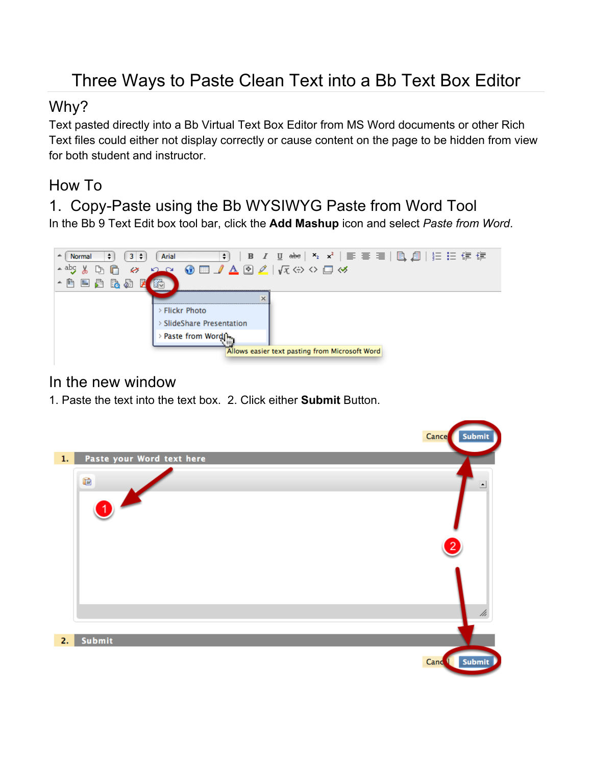# Three Ways to Paste Clean Text into a Bb Text Box Editor

## Why?

Text pasted directly into a Bb Virtual Text Box Editor from MS Word documents or other Rich Text files could either not display correctly or cause content on the page to be hidden from view for both student and instructor.

## How To

## 1. Copy-Paste using the Bb WYSIWYG Paste from Word Tool

In the Bb 9 Text Edit box tool bar, click the **Add Mashup** icon and select *Paste from Word*.

## In the new window

1. Paste the text into the text box. 2. Click either **Submit** Button.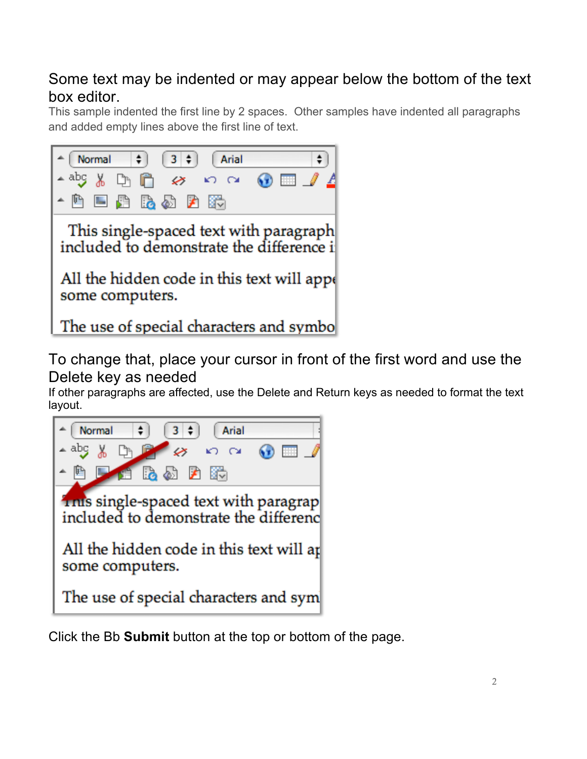## Some text may be indented or may appear below the bottom of the text box editor.

This sample indented the first line by 2 spaces. Other samples have indented all paragraphs and added empty lines above the first line of text.

## To change that, place your cursor in front of the first word and use the Delete key as needed

If other paragraphs are affected, use the Delete and Return keys as needed to format the text layout.

Click the Bb **Submit** button at the top or bottom of the page.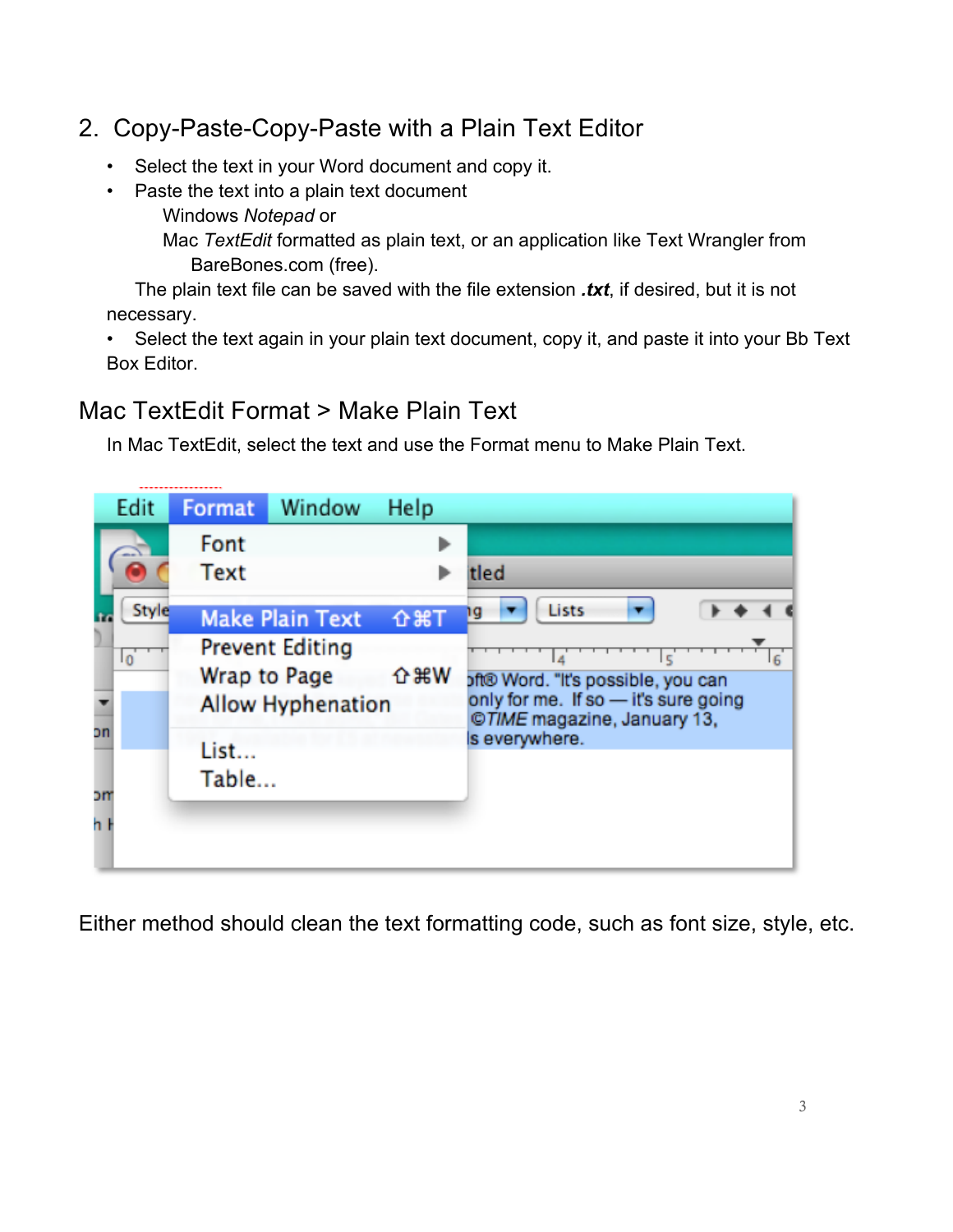## 2. Copy-Paste-Copy-Paste with a Plain Text Editor

- Select the text in your Word document and copy it.
- Paste the text into a plain text document
  - Windows *Notepad* or
  - Mac *TextEdit* formatted as plain text, or an application like Text Wrangler from BareBones.com (free).

  The plain text file can be saved with the file extension ***.txt***, if desired, but it is not necessary.
- Select the text again in your plain text document, copy it, and paste it into your Bb Text Box Editor.

### Mac TextEdit Format > Make Plain Text

In Mac TextEdit, select the text and use the Format menu to Make Plain Text.

Either method should clean the text formatting code, such as font size, style, etc.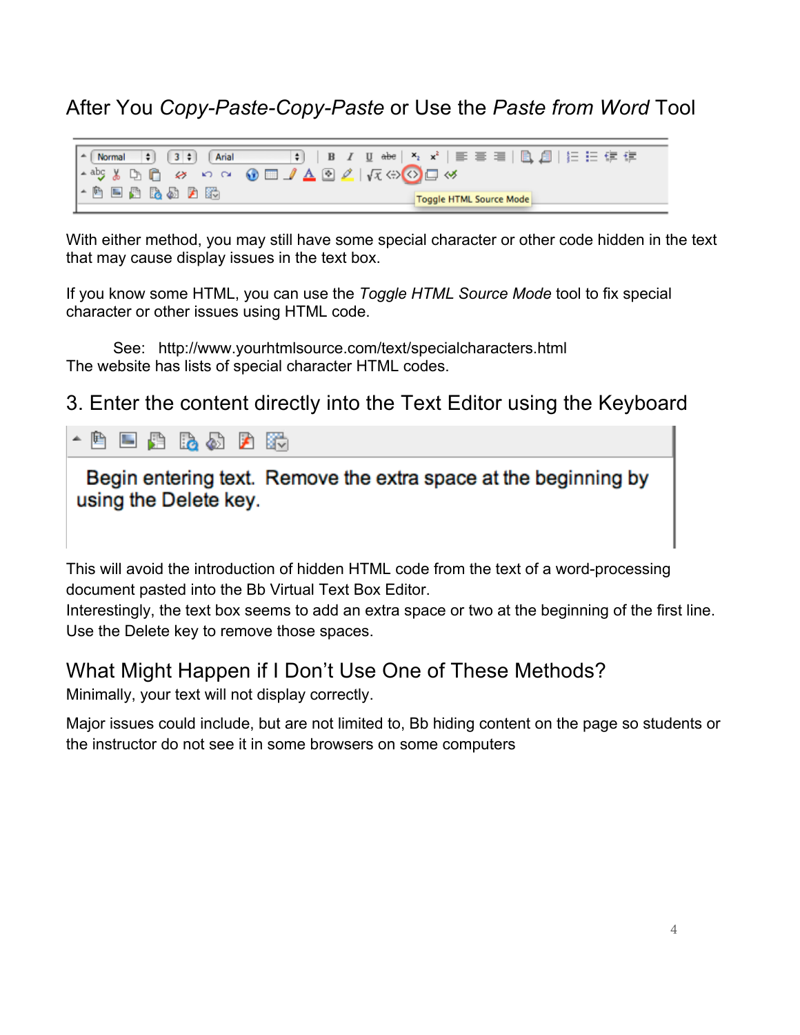## After You *Copy-Paste-Copy-Paste* or Use the *Paste from Word* Tool

With either method, you may still have some special character or other code hidden in the text that may cause display issues in the text box.

If you know some HTML, you can use the *Toggle HTML Source Mode* tool to fix special character or other issues using HTML code.

See: http://www.yourhtmlsource.com/text/specialcharacters.html

The website has lists of special character HTML codes.

## 3. Enter the content directly into the Text Editor using the Keyboard

This will avoid the introduction of hidden HTML code from the text of a word-processing document pasted into the Bb Virtual Text Box Editor.

Interestingly, the text box seems to add an extra space or two at the beginning of the first line. Use the Delete key to remove those spaces.

## What Might Happen if I Don't Use One of These Methods?

Minimally, your text will not display correctly.

Major issues could include, but are not limited to, Bb hiding content on the page so students or the instructor do not see it in some browsers on some computers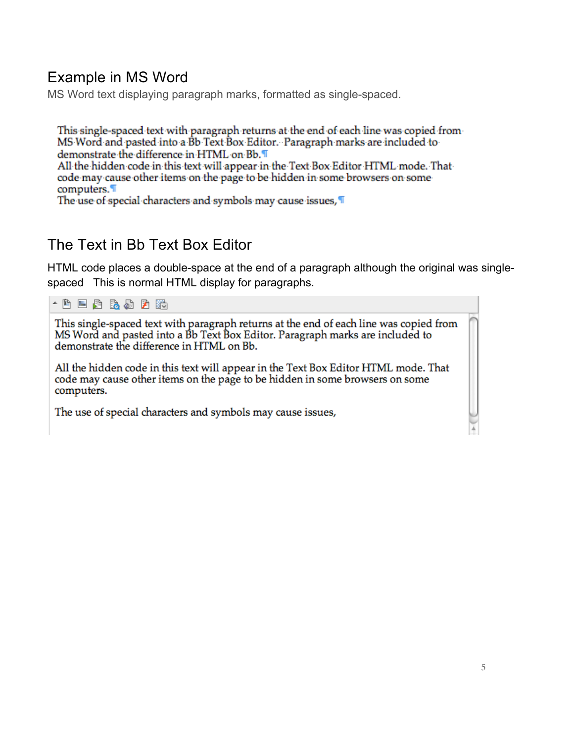## Example in MS Word

MS Word text displaying paragraph marks, formatted as single-spaced.

This single-spaced text with paragraph returns at the end of each line was copied from MS Word and pasted into a Bb Text Box Editor. Paragraph marks are included to demonstrate the difference in HTML on Bb.¶
All the hidden code in this text will appear in the Text Box Editor HTML mode. That code may cause other items on the page to be hidden in some browsers on some computers.¶
The use of special characters and symbols may cause issues,¶

## The Text in Bb Text Box Editor

HTML code places a double-space at the end of a paragraph although the original was single-spaced This is normal HTML display for paragraphs.

This single-spaced text with paragraph returns at the end of each line was copied from MS Word and pasted into a Bb Text Box Editor. Paragraph marks are included to demonstrate the difference in HTML on Bb.

All the hidden code in this text will appear in the Text Box Editor HTML mode. That code may cause other items on the page to be hidden in some browsers on some computers.

The use of special characters and symbols may cause issues,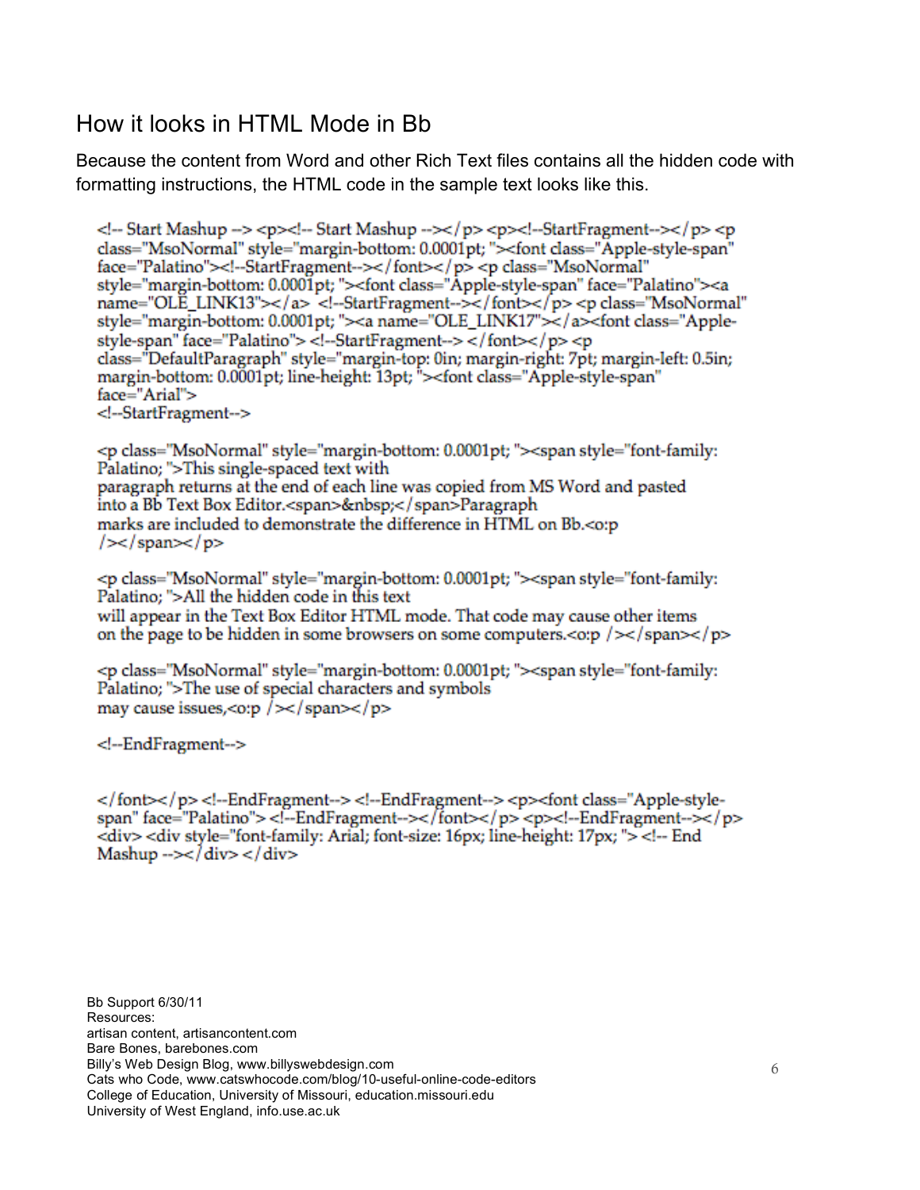## How it looks in HTML Mode in Bb

Because the content from Word and other Rich Text files contains all the hidden code with formatting instructions, the HTML code in the sample text looks like this.

```
<!-- Start Mashup --> <p><!-- Start Mashup --></p> <p><!--StartFragment--></p> <p
class="MsoNormal" style="margin-bottom: 0.0001pt; "><font class="Apple-style-span"
face="Palatino"><!--StartFragment--></font></p> <p class="MsoNormal"
style="margin-bottom: 0.0001pt; "><font class="Apple-style-span" face="Palatino"><a
name="OLE_LINK13"></a>  <!--StartFragment--></font></p> <p class="MsoNormal"
style="margin-bottom: 0.0001pt; "><a name="OLE_LINK17"></a><font class="Apple-
style-span" face="Palatino"> <!--StartFragment--> </font></p> <p
class="DefaultParagraph" style="margin-top: 0in; margin-right: 7pt; margin-left: 0.5in;
margin-bottom: 0.0001pt; line-height: 13pt; "><font class="Apple-style-span"
face="Arial">
<!--StartFragment-->

<p class="MsoNormal" style="margin-bottom: 0.0001pt; "><span style="font-family:
Palatino; ">This single-spaced text with
paragraph returns at the end of each line was copied from MS Word and pasted
into a Bb Text Box Editor.<span>&nbsp;</span>Paragraph
marks are included to demonstrate the difference in HTML on Bb.<o:p
/></span></p>

<p class="MsoNormal" style="margin-bottom: 0.0001pt; "><span style="font-family:
Palatino; ">All the hidden code in this text
will appear in the Text Box Editor HTML mode. That code may cause other items
on the page to be hidden in some browsers on some computers.<o:p /></span></p>

<p class="MsoNormal" style="margin-bottom: 0.0001pt; "><span style="font-family:
Palatino; ">The use of special characters and symbols
may cause issues,<o:p /></span></p>

<!--EndFragment-->


</font></p> <!--EndFragment--> <!--EndFragment--> <p><font class="Apple-style-
span" face="Palatino"> <!--EndFragment--></font></p> <p><!--EndFragment--></p>
<div> <div style="font-family: Arial; font-size: 16px; line-height: 17px; "> <!-- End
Mashup --></div> </div>
```

Bb Support 6/30/11
Resources:
artisan content, artisancontent.com
Bare Bones, barebones.com
Billy's Web Design Blog, www.billyswebdesign.com
Cats who Code, www.catswhocode.com/blog/10-useful-online-code-editors
College of Education, University of Missouri, education.missouri.edu
University of West England, info.use.ac.uk